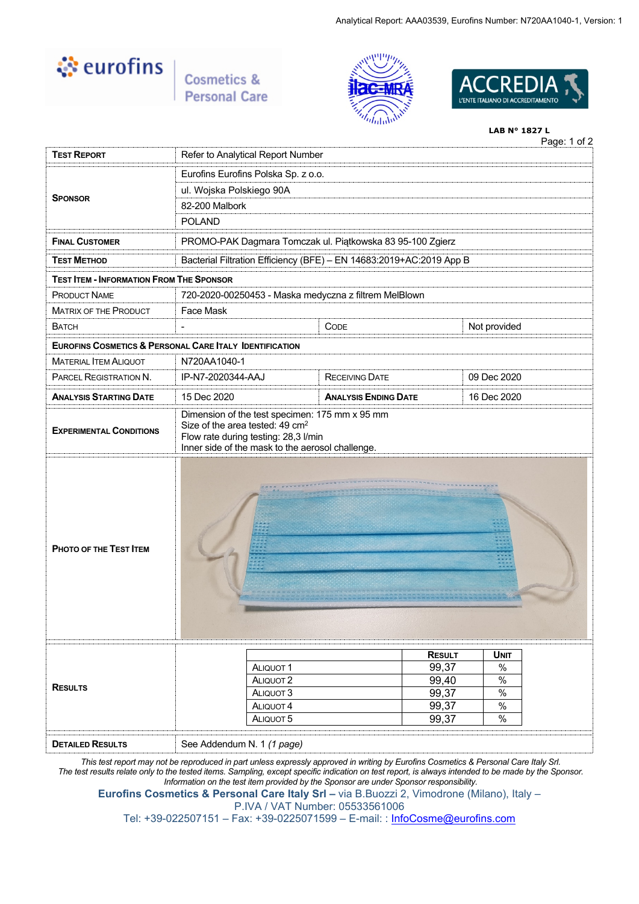Analytical Report: AAA03539, Eurofins Number: N720AA1040-1, Version: 1

eurofins Cosmetics & Personal Care

ilac-MRA

ACCREDIA L'ENTE ITALIANO DI ACCREDITAMENTO

**LAB N° 1827 L**

| | | | |
|---|---|---|---|
| **TEST REPORT** | Refer to Analytical Report Number | | |
| **SPONSOR** | Eurofins Eurofins Polska Sp. z o.o.<br>ul. Wojska Polskiego 90A<br>82-200 Malbork<br>POLAND | | |
| **FINAL CUSTOMER** | PROMO-PAK Dagmara Tomczak ul. Piątkowska 83 95-100 Zgierz | | |
| **TEST METHOD** | Bacterial Filtration Efficiency (BFE) – EN 14683:2019+AC:2019 App B | | |
| **TEST ITEM - INFORMATION FROM THE SPONSOR** | | | |
| PRODUCT NAME | 720-2020-00250453 - Maska medyczna z filtrem MelBlown | | |
| MATRIX OF THE PRODUCT | Face Mask | | |
| BATCH | - | CODE | Not provided |
| **EUROFINS COSMETICS & PERSONAL CARE ITALY IDENTIFICATION** | | | |
| MATERIAL ITEM ALIQUOT | N720AA1040-1 | | |
| PARCEL REGISTRATION N. | IP-N7-2020344-AAJ | RECEIVING DATE | 09 Dec 2020 |
| **ANALYSIS STARTING DATE** | 15 Dec 2020 | **ANALYSIS ENDING DATE** | 16 Dec 2020 |
| **EXPERIMENTAL CONDITIONS** | Dimension of the test specimen: 175 mm x 95 mm<br>Size of the area tested: 49 cm$^2$<br>Flow rate during testing: 28,3 l/min<br>Inner side of the mask to the aerosol challenge. | | |
| **PHOTO OF THE TEST ITEM** | | | |
| **RESULTS** | | | |
| **DETAILED RESULTS** | See Addendum N. 1 *(1 page)* | | |

**Results:**

| | RESULT | UNIT |
|---|---|---|
| ALIQUOT 1 | 99,37 | % |
| ALIQUOT 2 | 99,40 | % |
| ALIQUOT 3 | 99,37 | % |
| ALIQUOT 4 | 99,37 | % |
| ALIQUOT 5 | 99,37 | % |

*This test report may not be reproduced in part unless expressly approved in writing by Eurofins Cosmetics & Personal Care Italy Srl.*
*The test results relate only to the tested items. Sampling, except specific indication on test report, is always intended to be made by the Sponsor.*
*Information on the test item provided by the Sponsor are under Sponsor responsibility.*

**Eurofins Cosmetics & Personal Care Italy Srl –** via B.Buozzi 2, Vimodrone (Milano), Italy – P.IVA / VAT Number: 05533561006
Tel: +39-022507151 – Fax: +39-0225071599 – E-mail: : InfoCosme@eurofins.com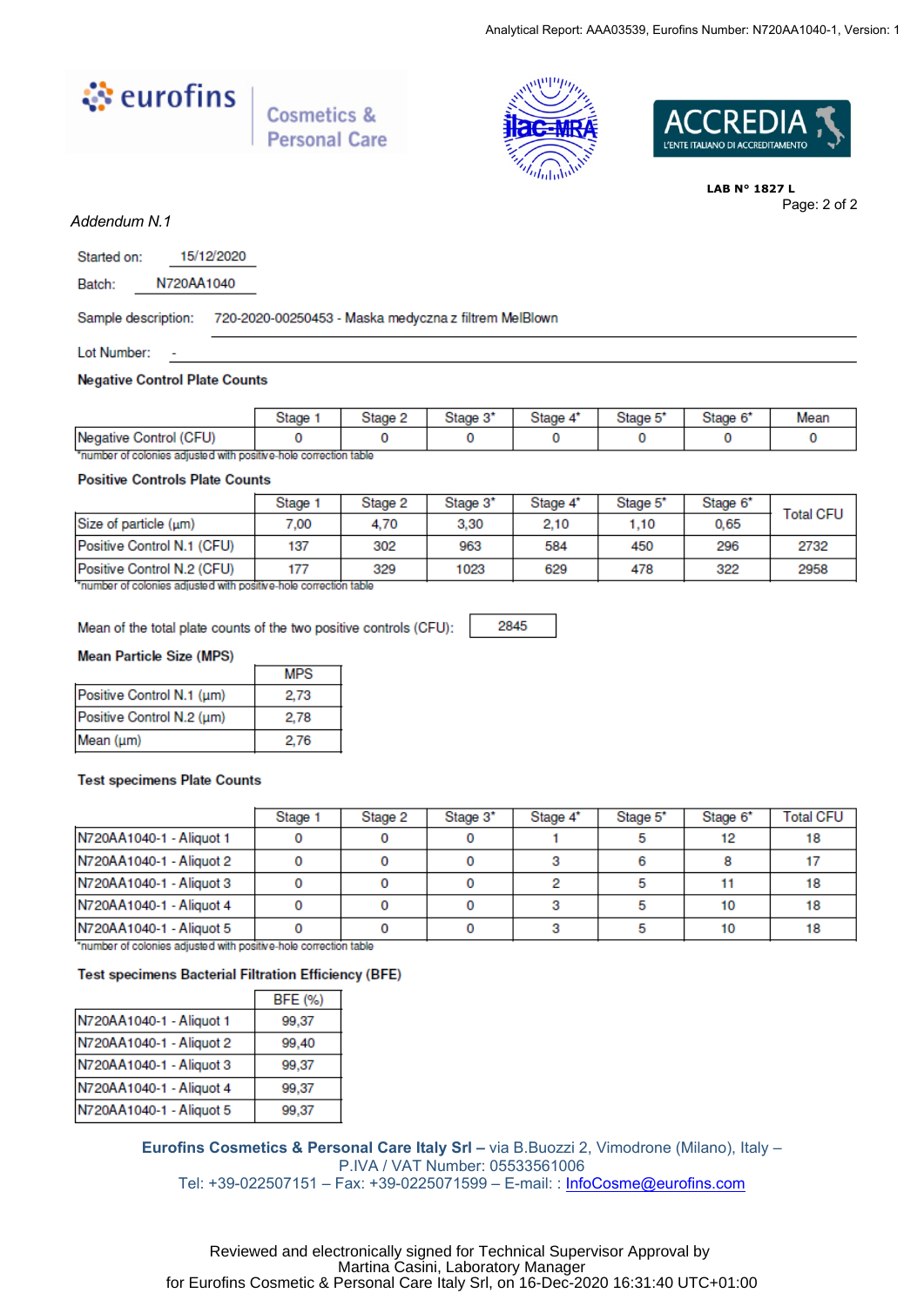eurofins Cosmetics & Personal Care

ACCREDIA L'ENTE ITALIANO DI ACCREDITAMENTO

**LAB N° 1827 L**

*Addendum N.1*

Started on: 15/12/2020

Batch: N720AA1040

Sample description: 720-2020-00250453 - Maska medyczna z filtrem MelBlown

Lot Number: -

**Negative Control Plate Counts**

| | Stage 1 | Stage 2 | Stage 3* | Stage 4* | Stage 5* | Stage 6* | Mean |
|---|---|---|---|---|---|---|---|
| Negative Control (CFU) | 0 | 0 | 0 | 0 | 0 | 0 | 0 |

*number of colonies adjusted with positive-hole correction table

**Positive Controls Plate Counts**

| | Stage 1 | Stage 2 | Stage 3* | Stage 4* | Stage 5* | Stage 6* | Total CFU |
|---|---|---|---|---|---|---|---|
| Size of particle (µm) | 7,00 | 4,70 | 3,30 | 2,10 | 1,10 | 0,65 | |
| Positive Control N.1 (CFU) | 137 | 302 | 963 | 584 | 450 | 296 | 2732 |
| Positive Control N.2 (CFU) | 177 | 329 | 1023 | 629 | 478 | 322 | 2958 |

*number of colonies adjusted with positive-hole correction table

Mean of the total plate counts of the two positive controls (CFU): 2845

**Mean Particle Size (MPS)**

| | MPS |
|---|---|
| Positive Control N.1 (µm) | 2,73 |
| Positive Control N.2 (µm) | 2,78 |
| Mean (µm) | 2,76 |

**Test specimens Plate Counts**

| | Stage 1 | Stage 2 | Stage 3* | Stage 4* | Stage 5* | Stage 6* | Total CFU |
|---|---|---|---|---|---|---|---|
| N720AA1040-1 - Aliquot 1 | 0 | 0 | 0 | 1 | 5 | 12 | 18 |
| N720AA1040-1 - Aliquot 2 | 0 | 0 | 0 | 3 | 6 | 8 | 17 |
| N720AA1040-1 - Aliquot 3 | 0 | 0 | 0 | 2 | 5 | 11 | 18 |
| N720AA1040-1 - Aliquot 4 | 0 | 0 | 0 | 3 | 5 | 10 | 18 |
| N720AA1040-1 - Aliquot 5 | 0 | 0 | 0 | 3 | 5 | 10 | 18 |

*number of colonies adjusted with positive-hole correction table

**Test specimens Bacterial Filtration Efficiency (BFE)**

| | BFE (%) |
|---|---|
| N720AA1040-1 - Aliquot 1 | 99,37 |
| N720AA1040-1 - Aliquot 2 | 99,40 |
| N720AA1040-1 - Aliquot 3 | 99,37 |
| N720AA1040-1 - Aliquot 4 | 99,37 |
| N720AA1040-1 - Aliquot 5 | 99,37 |

**Eurofins Cosmetics & Personal Care Italy Srl –** via B.Buozzi 2, Vimodrone (Milano), Italy – P.IVA / VAT Number: 05533561006
Tel: +39-022507151 – Fax: +39-0225071599 – E-mail: : InfoCosme@eurofins.com

Reviewed and electronically signed for Technical Supervisor Approval by Martina Casini, Laboratory Manager for Eurofins Cosmetic & Personal Care Italy Srl, on 16-Dec-2020 16:31:40 UTC+01:00